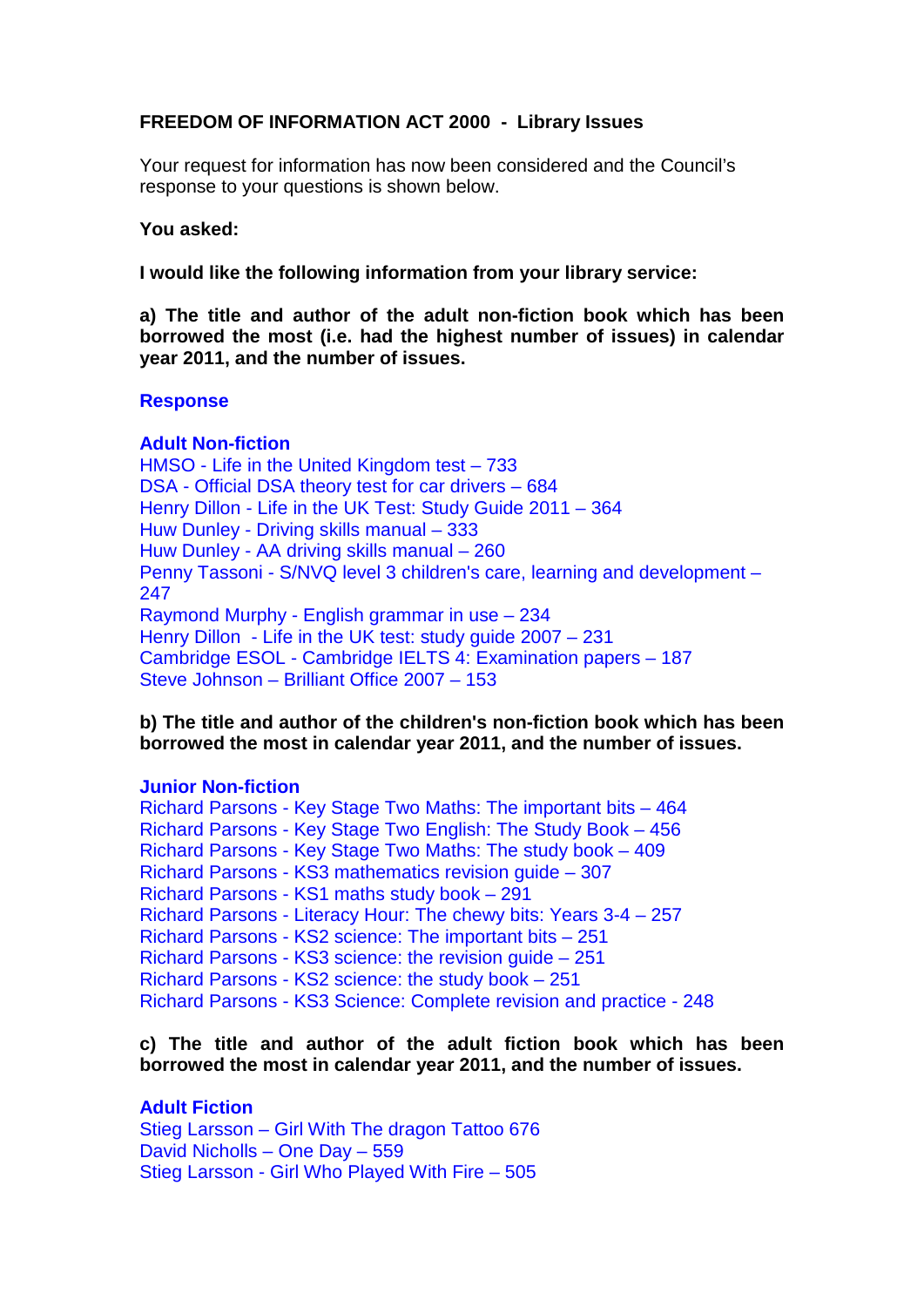**FREEDOM OF INFORMATION ACT 2000 - Library Issues**

Your request for information has now been considered and the Council's response to your questions is shown below.

**You asked:**

**I would like the following information from your library service:**

**a) The title and author of the adult non-fiction book which has been borrowed the most (i.e. had the highest number of issues) in calendar year 2011, and the number of issues.**

**Response**

**Adult Non-fiction**

HMSO - Life in the United Kingdom test – 733
DSA - Official DSA theory test for car drivers – 684
Henry Dillon - Life in the UK Test: Study Guide 2011 – 364
Huw Dunley - Driving skills manual – 333
Huw Dunley - AA driving skills manual – 260
Penny Tassoni - S/NVQ level 3 children's care, learning and development – 247
Raymond Murphy - English grammar in use – 234
Henry Dillon - Life in the UK test: study guide 2007 – 231
Cambridge ESOL - Cambridge IELTS 4: Examination papers – 187
Steve Johnson – Brilliant Office 2007 – 153

**b) The title and author of the children's non-fiction book which has been borrowed the most in calendar year 2011, and the number of issues.**

**Junior Non-fiction**

Richard Parsons - Key Stage Two Maths: The important bits – 464
Richard Parsons - Key Stage Two English: The Study Book – 456
Richard Parsons - Key Stage Two Maths: The study book – 409
Richard Parsons - KS3 mathematics revision guide – 307
Richard Parsons - KS1 maths study book – 291
Richard Parsons - Literacy Hour: The chewy bits: Years 3-4 – 257
Richard Parsons - KS2 science: The important bits – 251
Richard Parsons - KS3 science: the revision guide – 251
Richard Parsons - KS2 science: the study book – 251
Richard Parsons - KS3 Science: Complete revision and practice - 248

**c) The title and author of the adult fiction book which has been borrowed the most in calendar year 2011, and the number of issues.**

**Adult Fiction**

Stieg Larsson – Girl With The dragon Tattoo 676
David Nicholls – One Day – 559
Stieg Larsson - Girl Who Played With Fire – 505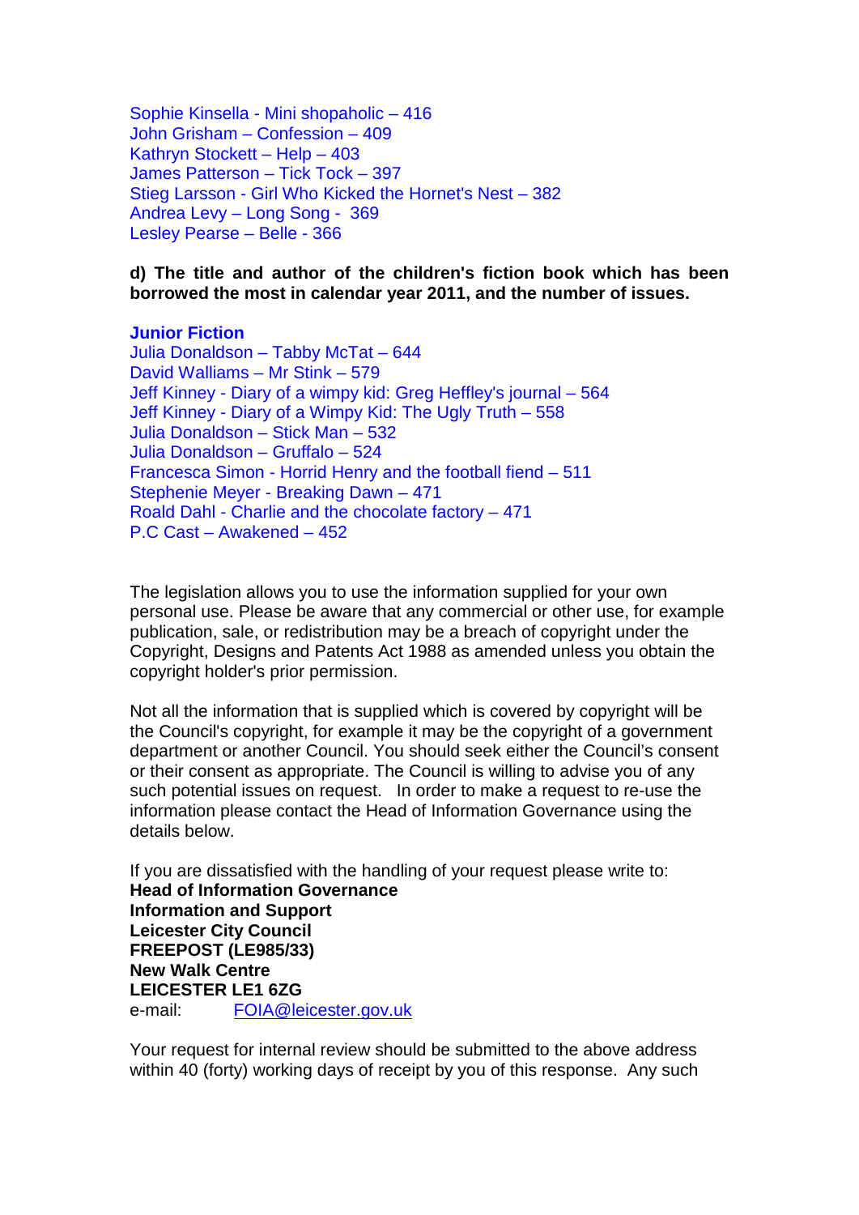Sophie Kinsella - Mini shopaholic – 416
John Grisham – Confession – 409
Kathryn Stockett – Help – 403
James Patterson – Tick Tock – 397
Stieg Larsson - Girl Who Kicked the Hornet's Nest – 382
Andrea Levy – Long Song - 369
Lesley Pearse – Belle - 366

**d) The title and author of the children's fiction book which has been borrowed the most in calendar year 2011, and the number of issues.**

**Junior Fiction**
Julia Donaldson – Tabby McTat – 644
David Walliams – Mr Stink – 579
Jeff Kinney - Diary of a wimpy kid: Greg Heffley's journal – 564
Jeff Kinney - Diary of a Wimpy Kid: The Ugly Truth – 558
Julia Donaldson – Stick Man – 532
Julia Donaldson – Gruffalo – 524
Francesca Simon - Horrid Henry and the football fiend – 511
Stephenie Meyer - Breaking Dawn – 471
Roald Dahl - Charlie and the chocolate factory – 471
P.C Cast – Awakened – 452

The legislation allows you to use the information supplied for your own personal use. Please be aware that any commercial or other use, for example publication, sale, or redistribution may be a breach of copyright under the Copyright, Designs and Patents Act 1988 as amended unless you obtain the copyright holder's prior permission.

Not all the information that is supplied which is covered by copyright will be the Council's copyright, for example it may be the copyright of a government department or another Council. You should seek either the Council's consent or their consent as appropriate. The Council is willing to advise you of any such potential issues on request. In order to make a request to re-use the information please contact the Head of Information Governance using the details below.

If you are dissatisfied with the handling of your request please write to:
**Head of Information Governance**
**Information and Support**
**Leicester City Council**
**FREEPOST (LE985/33)**
**New Walk Centre**
**LEICESTER LE1 6ZG**
e-mail: FOIA@leicester.gov.uk

Your request for internal review should be submitted to the above address within 40 (forty) working days of receipt by you of this response. Any such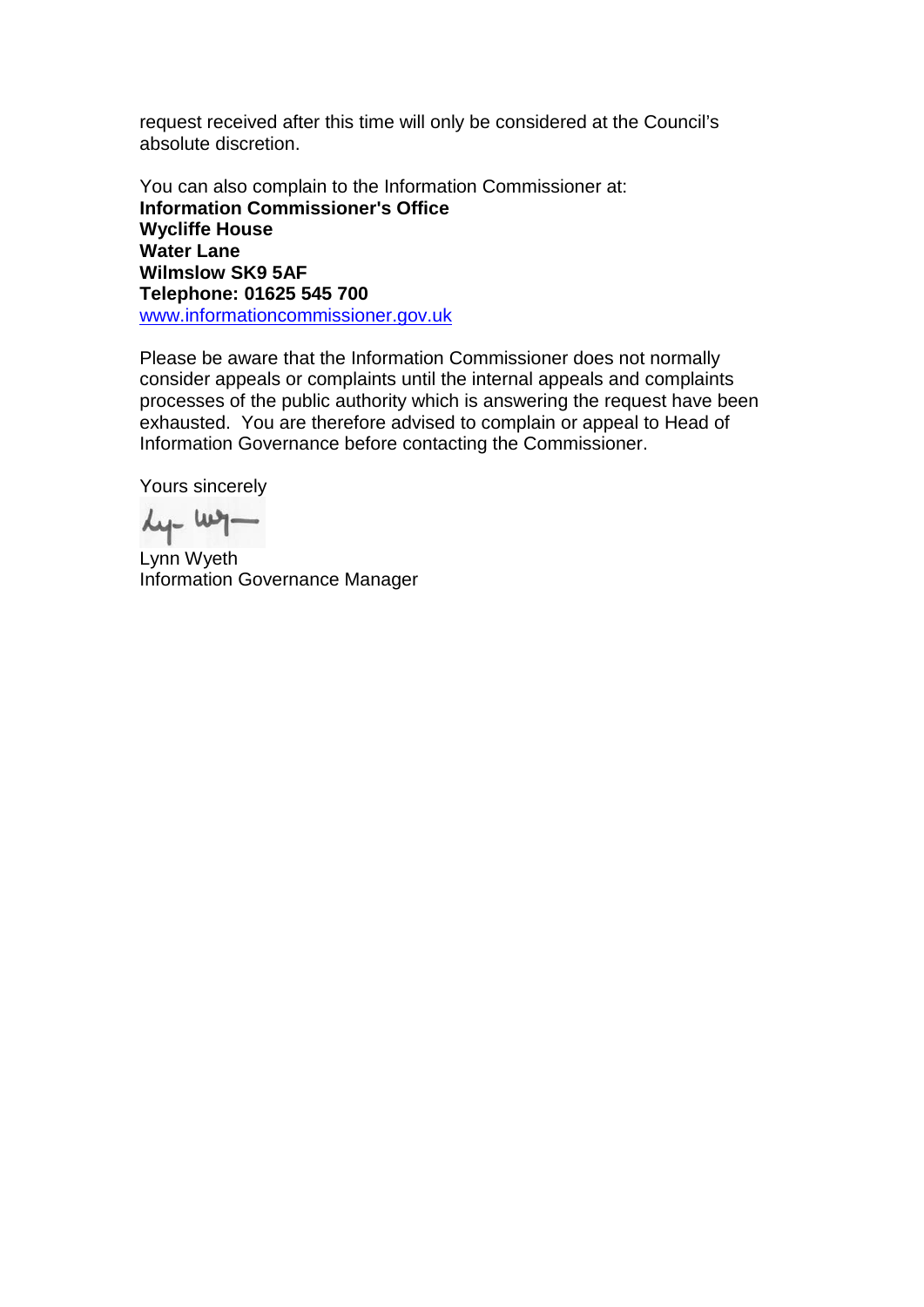request received after this time will only be considered at the Council's absolute discretion.

You can also complain to the Information Commissioner at:
**Information Commissioner's Office**
**Wycliffe House**
**Water Lane**
**Wilmslow SK9 5AF**
**Telephone: 01625 545 700**
[www.informationcommissioner.gov.uk](http://www.informationcommissioner.gov.uk)

Please be aware that the Information Commissioner does not normally consider appeals or complaints until the internal appeals and complaints processes of the public authority which is answering the request have been exhausted. You are therefore advised to complain or appeal to Head of Information Governance before contacting the Commissioner.

Yours sincerely

Lynn Wyeth
Information Governance Manager